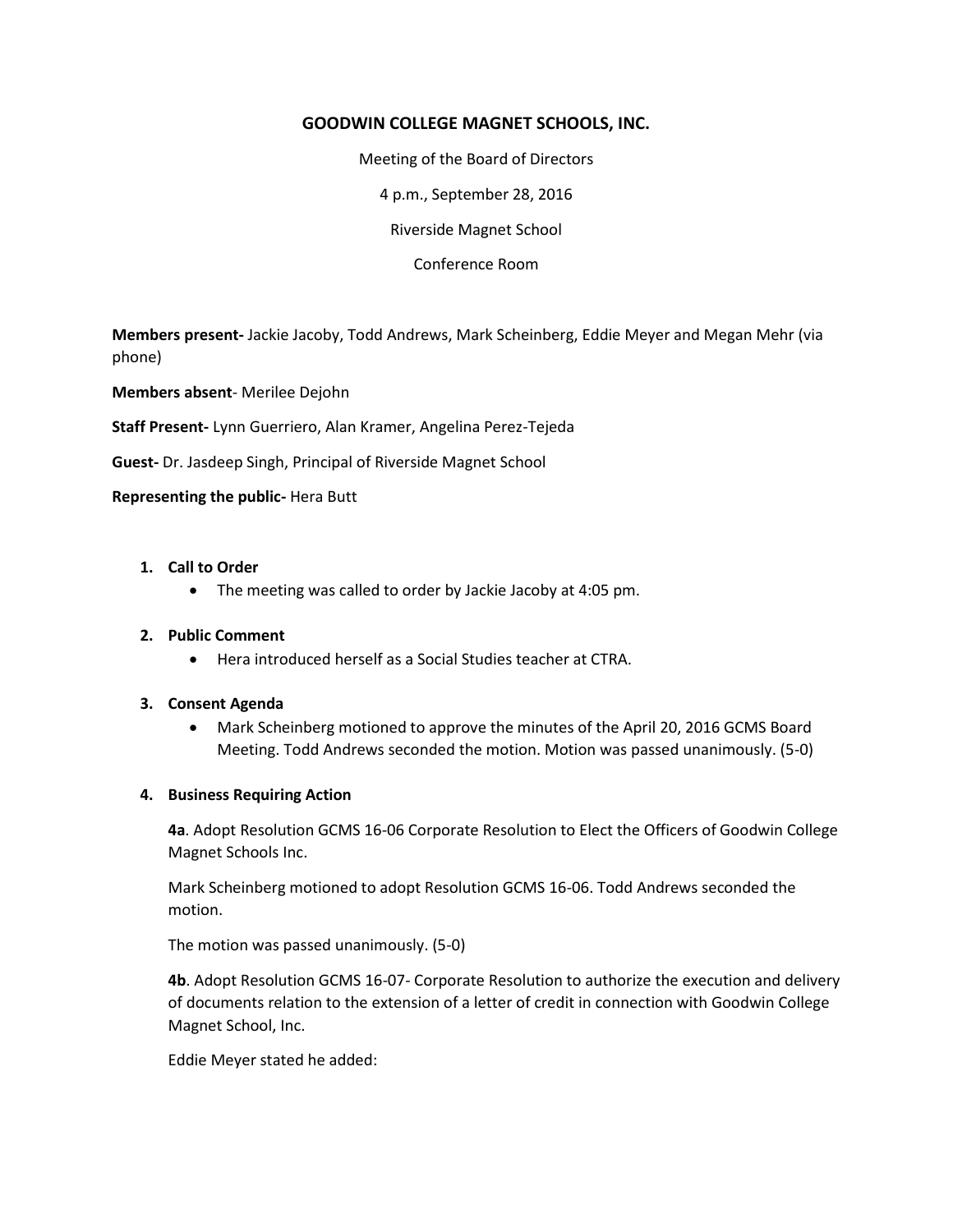# GOODWIN COLLEGE MAGNET SCHOOLS, INC.

Meeting of the Board of Directors

4 p.m., September 28, 2016

Riverside Magnet School

Conference Room

**Members present-** Jackie Jacoby, Todd Andrews, Mark Scheinberg, Eddie Meyer and Megan Mehr (via phone)

**Members absent**- Merilee Dejohn

**Staff Present-** Lynn Guerriero, Alan Kramer, Angelina Perez-Tejeda

**Guest-** Dr. Jasdeep Singh, Principal of Riverside Magnet School

**Representing the public-** Hera Butt

1. **Call to Order**
   - The meeting was called to order by Jackie Jacoby at 4:05 pm.

2. **Public Comment**
   - Hera introduced herself as a Social Studies teacher at CTRA.

3. **Consent Agenda**
   - Mark Scheinberg motioned to approve the minutes of the April 20, 2016 GCMS Board Meeting. Todd Andrews seconded the motion. Motion was passed unanimously. (5-0)

4. **Business Requiring Action**

   **4a**. Adopt Resolution GCMS 16-06 Corporate Resolution to Elect the Officers of Goodwin College Magnet Schools Inc.

   Mark Scheinberg motioned to adopt Resolution GCMS 16-06. Todd Andrews seconded the motion.

   The motion was passed unanimously. (5-0)

   **4b**. Adopt Resolution GCMS 16-07- Corporate Resolution to authorize the execution and delivery of documents relation to the extension of a letter of credit in connection with Goodwin College Magnet School, Inc.

   Eddie Meyer stated he added: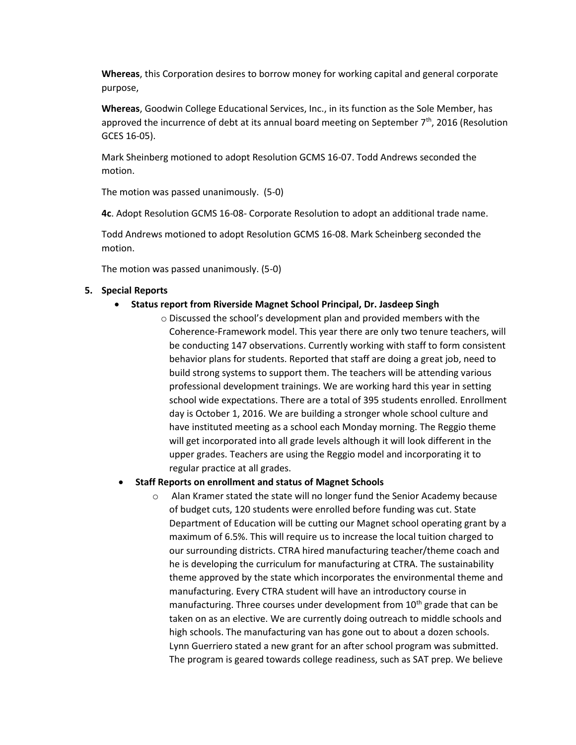**Whereas**, this Corporation desires to borrow money for working capital and general corporate purpose,

**Whereas**, Goodwin College Educational Services, Inc., in its function as the Sole Member, has approved the incurrence of debt at its annual board meeting on September 7th, 2016 (Resolution GCES 16-05).

Mark Sheinberg motioned to adopt Resolution GCMS 16-07. Todd Andrews seconded the motion.

The motion was passed unanimously. (5-0)

**4c**. Adopt Resolution GCMS 16-08- Corporate Resolution to adopt an additional trade name.

Todd Andrews motioned to adopt Resolution GCMS 16-08. Mark Scheinberg seconded the motion.

The motion was passed unanimously. (5-0)

5. **Special Reports**

- **Status report from Riverside Magnet School Principal, Dr. Jasdeep Singh**
  - Discussed the school's development plan and provided members with the Coherence-Framework model. This year there are only two tenure teachers, will be conducting 147 observations. Currently working with staff to form consistent behavior plans for students. Reported that staff are doing a great job, need to build strong systems to support them. The teachers will be attending various professional development trainings. We are working hard this year in setting school wide expectations. There are a total of 395 students enrolled. Enrollment day is October 1, 2016. We are building a stronger whole school culture and have instituted meeting as a school each Monday morning. The Reggio theme will get incorporated into all grade levels although it will look different in the upper grades. Teachers are using the Reggio model and incorporating it to regular practice at all grades.
- **Staff Reports on enrollment and status of Magnet Schools**
  - Alan Kramer stated the state will no longer fund the Senior Academy because of budget cuts, 120 students were enrolled before funding was cut. State Department of Education will be cutting our Magnet school operating grant by a maximum of 6.5%. This will require us to increase the local tuition charged to our surrounding districts. CTRA hired manufacturing teacher/theme coach and he is developing the curriculum for manufacturing at CTRA. The sustainability theme approved by the state which incorporates the environmental theme and manufacturing. Every CTRA student will have an introductory course in manufacturing. Three courses under development from 10th grade that can be taken on as an elective. We are currently doing outreach to middle schools and high schools. The manufacturing van has gone out to about a dozen schools. Lynn Guerriero stated a new grant for an after school program was submitted. The program is geared towards college readiness, such as SAT prep. We believe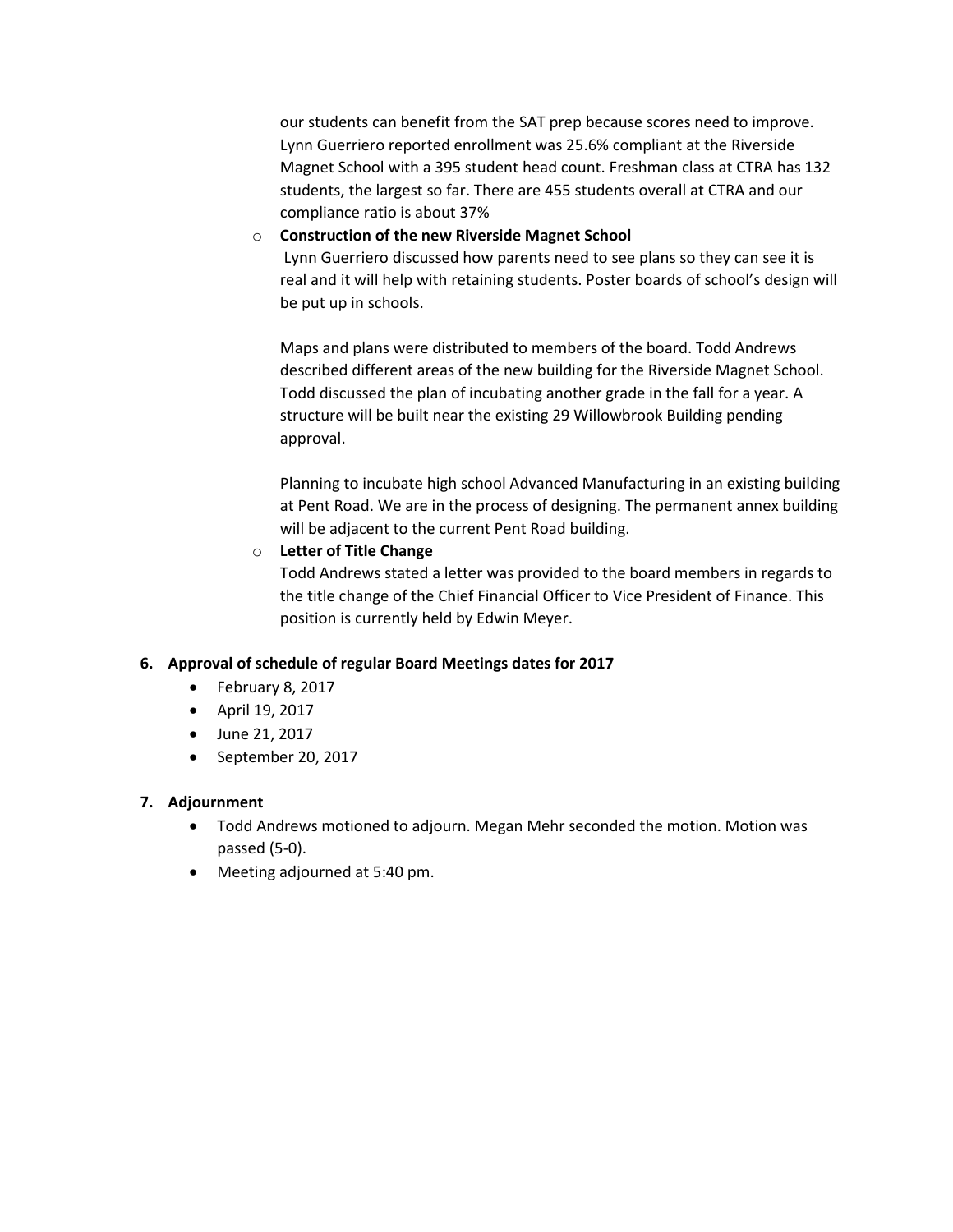our students can benefit from the SAT prep because scores need to improve. Lynn Guerriero reported enrollment was 25.6% compliant at the Riverside Magnet School with a 395 student head count. Freshman class at CTRA has 132 students, the largest so far. There are 455 students overall at CTRA and our compliance ratio is about 37%

- **Construction of the new Riverside Magnet School**

  Lynn Guerriero discussed how parents need to see plans so they can see it is real and it will help with retaining students. Poster boards of school's design will be put up in schools.

  Maps and plans were distributed to members of the board. Todd Andrews described different areas of the new building for the Riverside Magnet School. Todd discussed the plan of incubating another grade in the fall for a year. A structure will be built near the existing 29 Willowbrook Building pending approval.

  Planning to incubate high school Advanced Manufacturing in an existing building at Pent Road. We are in the process of designing. The permanent annex building will be adjacent to the current Pent Road building.

- **Letter of Title Change**

  Todd Andrews stated a letter was provided to the board members in regards to the title change of the Chief Financial Officer to Vice President of Finance. This position is currently held by Edwin Meyer.

**6. Approval of schedule of regular Board Meetings dates for 2017**

- February 8, 2017
- April 19, 2017
- June 21, 2017
- September 20, 2017

**7. Adjournment**

- Todd Andrews motioned to adjourn. Megan Mehr seconded the motion. Motion was passed (5-0).
- Meeting adjourned at 5:40 pm.